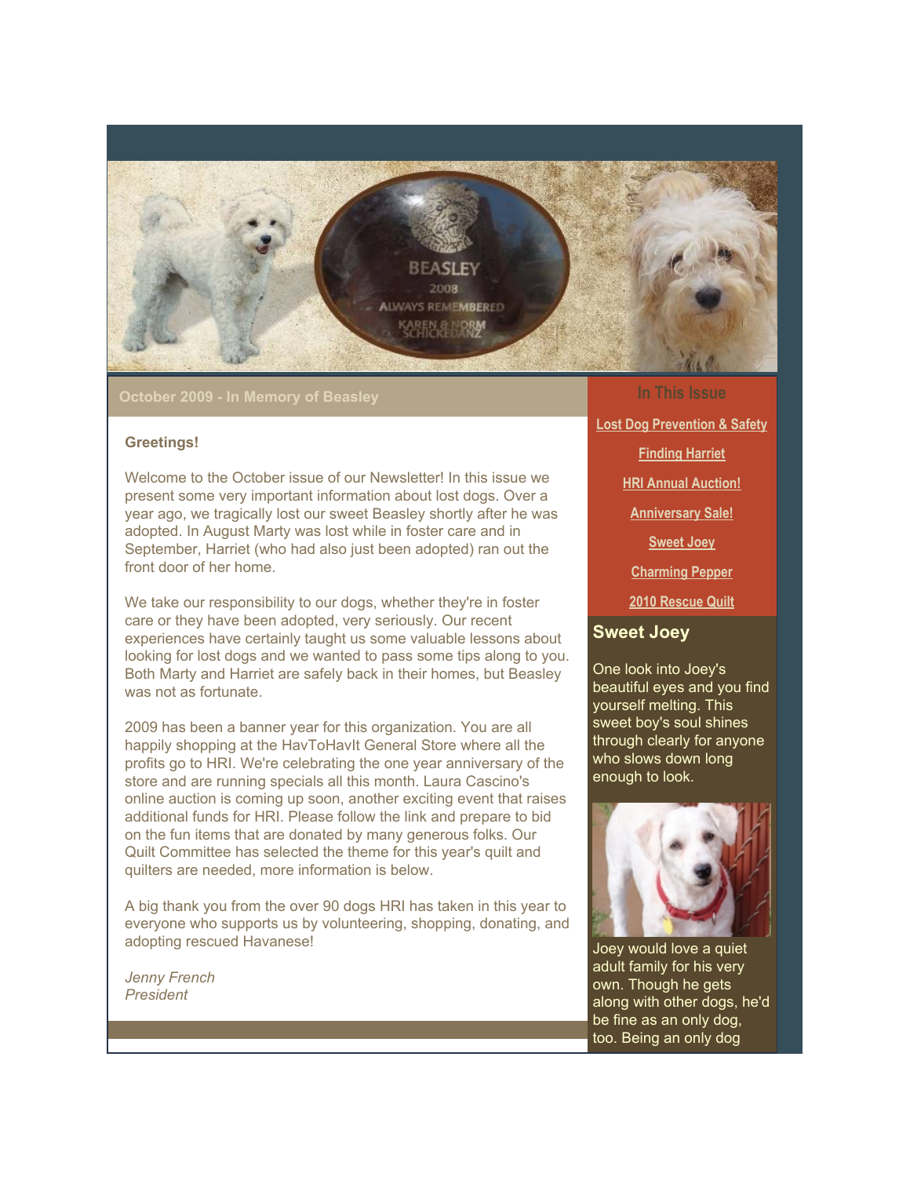## October 2009 - In Memory of Beasley

**Greetings!**

Welcome to the October issue of our Newsletter! In this issue we present some very important information about lost dogs. Over a year ago, we tragically lost our sweet Beasley shortly after he was adopted. In August Marty was lost while in foster care and in September, Harriet (who had also just been adopted) ran out the front door of her home.

We take our responsibility to our dogs, whether they're in foster care or they have been adopted, very seriously. Our recent experiences have certainly taught us some valuable lessons about looking for lost dogs and we wanted to pass some tips along to you. Both Marty and Harriet are safely back in their homes, but Beasley was not as fortunate.

2009 has been a banner year for this organization. You are all happily shopping at the HavToHavIt General Store where all the profits go to HRI. We're celebrating the one year anniversary of the store and are running specials all this month. Laura Cascino's online auction is coming up soon, another exciting event that raises additional funds for HRI. Please follow the link and prepare to bid on the fun items that are donated by many generous folks. Our Quilt Committee has selected the theme for this year's quilt and quilters are needed, more information is below.

A big thank you from the over 90 dogs HRI has taken in this year to everyone who supports us by volunteering, shopping, donating, and adopting rescued Havanese!

*Jenny French*
*President*

### In This Issue

- Lost Dog Prevention & Safety
- Finding Harriet
- HRI Annual Auction!
- Anniversary Sale!
- Sweet Joey
- Charming Pepper
- 2010 Rescue Quilt

## Sweet Joey

One look into Joey's beautiful eyes and you find yourself melting. This sweet boy's soul shines through clearly for anyone who slows down long enough to look.

Joey would love a quiet adult family for his very own. Though he gets along with other dogs, he'd be fine as an only dog, too. Being an only dog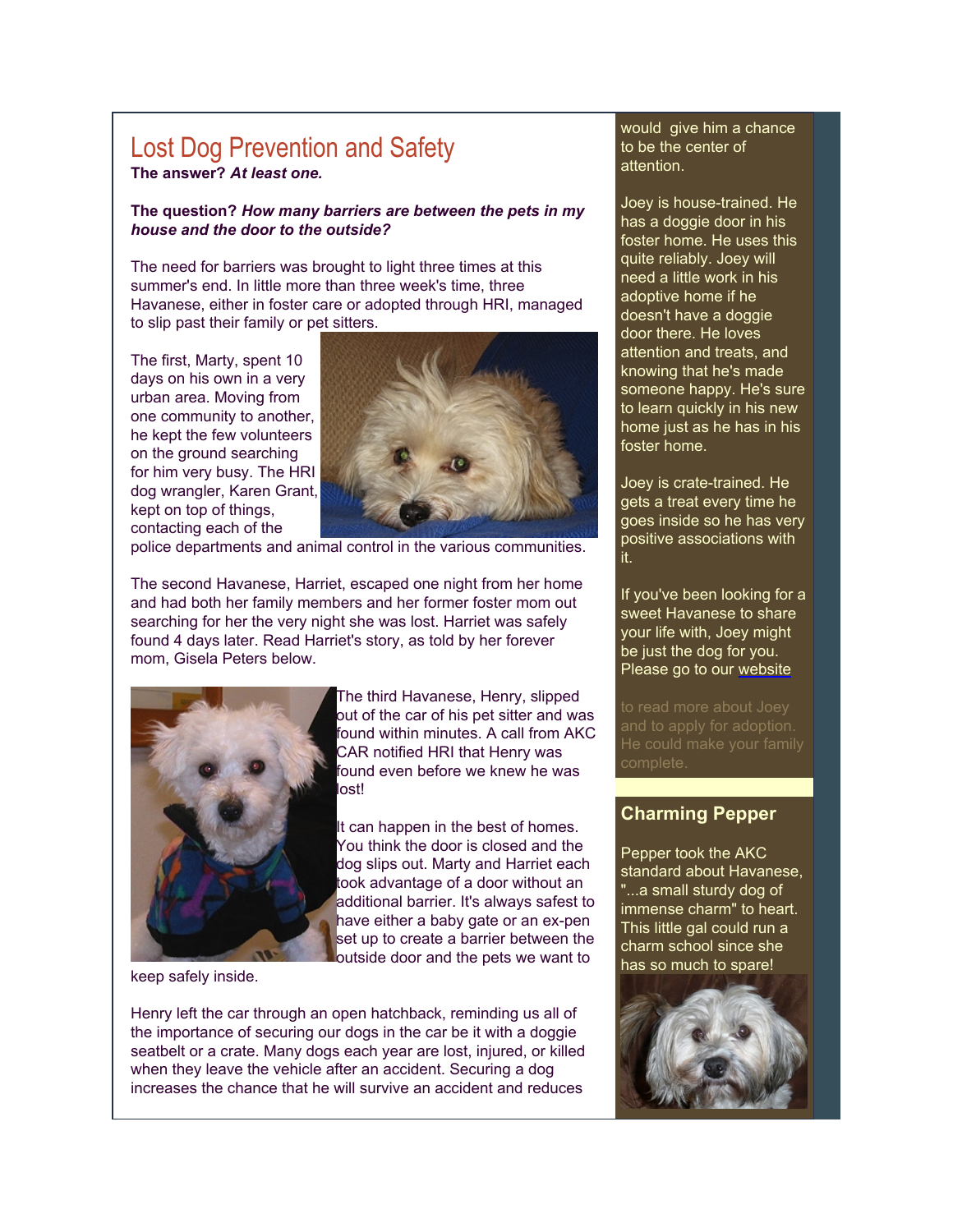## Lost Dog Prevention and Safety

**The answer?** ***At least one.***

**The question?** ***How many barriers are between the pets in my house and the door to the outside?***

The need for barriers was brought to light three times at this summer's end. In little more than three week's time, three Havanese, either in foster care or adopted through HRI, managed to slip past their family or pet sitters.

The first, Marty, spent 10 days on his own in a very urban area. Moving from one community to another, he kept the few volunteers on the ground searching for him very busy. The HRI dog wrangler, Karen Grant, kept on top of things, contacting each of the police departments and animal control in the various communities.

The second Havanese, Harriet, escaped one night from her home and had both her family members and her former foster mom out searching for her the very night she was lost. Harriet was safely found 4 days later. Read Harriet's story, as told by her forever mom, Gisela Peters below.

The third Havanese, Henry, slipped out of the car of his pet sitter and was found within minutes. A call from AKC CAR notified HRI that Henry was found even before we knew he was lost!

It can happen in the best of homes. You think the door is closed and the dog slips out. Marty and Harriet each took advantage of a door without an additional barrier. It's always safest to have either a baby gate or an ex-pen set up to create a barrier between the outside door and the pets we want to keep safely inside.

Henry left the car through an open hatchback, reminding us all of the importance of securing our dogs in the car be it with a doggie seatbelt or a crate. Many dogs each year are lost, injured, or killed when they leave the vehicle after an accident. Securing a dog increases the chance that he will survive an accident and reduces

would give him a chance to be the center of attention.

Joey is house-trained. He has a doggie door in his foster home. He uses this quite reliably. Joey will need a little work in his adoptive home if he doesn't have a doggie door there. He loves attention and treats, and knowing that he's made someone happy. He's sure to learn quickly in his new home just as he has in his foster home.

Joey is crate-trained. He gets a treat every time he goes inside so he has very positive associations with it.

If you've been looking for a sweet Havanese to share your life with, Joey might be just the dog for you. Please go to our website to read more about Joey and to apply for adoption. He could make your family complete.

### Charming Pepper

Pepper took the AKC standard about Havanese, "...a small sturdy dog of immense charm" to heart. This little gal could run a charm school since she has so much to spare!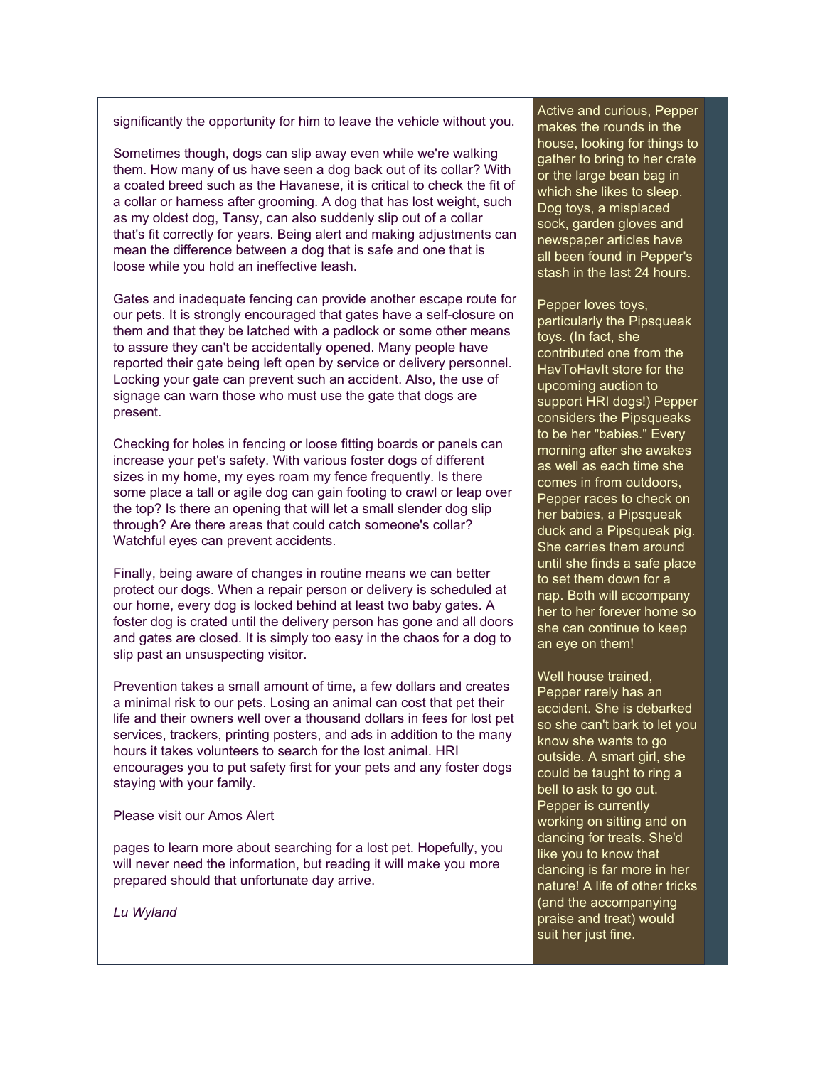significantly the opportunity for him to leave the vehicle without you.

Sometimes though, dogs can slip away even while we're walking them. How many of us have seen a dog back out of its collar? With a coated breed such as the Havanese, it is critical to check the fit of a collar or harness after grooming. A dog that has lost weight, such as my oldest dog, Tansy, can also suddenly slip out of a collar that's fit correctly for years. Being alert and making adjustments can mean the difference between a dog that is safe and one that is loose while you hold an ineffective leash.

Gates and inadequate fencing can provide another escape route for our pets. It is strongly encouraged that gates have a self-closure on them and that they be latched with a padlock or some other means to assure they can't be accidentally opened. Many people have reported their gate being left open by service or delivery personnel. Locking your gate can prevent such an accident. Also, the use of signage can warn those who must use the gate that dogs are present.

Checking for holes in fencing or loose fitting boards or panels can increase your pet's safety. With various foster dogs of different sizes in my home, my eyes roam my fence frequently. Is there some place a tall or agile dog can gain footing to crawl or leap over the top? Is there an opening that will let a small slender dog slip through? Are there areas that could catch someone's collar? Watchful eyes can prevent accidents.

Finally, being aware of changes in routine means we can better protect our dogs. When a repair person or delivery is scheduled at our home, every dog is locked behind at least two baby gates. A foster dog is crated until the delivery person has gone and all doors and gates are closed. It is simply too easy in the chaos for a dog to slip past an unsuspecting visitor.

Prevention takes a small amount of time, a few dollars and creates a minimal risk to our pets. Losing an animal can cost that pet their life and their owners well over a thousand dollars in fees for lost pet services, trackers, printing posters, and ads in addition to the many hours it takes volunteers to search for the lost animal. HRI encourages you to put safety first for your pets and any foster dogs staying with your family.

Please visit our Amos Alert

pages to learn more about searching for a lost pet. Hopefully, you will never need the information, but reading it will make you more prepared should that unfortunate day arrive.

*Lu Wyland*

Active and curious, Pepper makes the rounds in the house, looking for things to gather to bring to her crate or the large bean bag in which she likes to sleep. Dog toys, a misplaced sock, garden gloves and newspaper articles have all been found in Pepper's stash in the last 24 hours.

Pepper loves toys, particularly the Pipsqueak toys. (In fact, she contributed one from the HavToHavIt store for the upcoming auction to support HRI dogs!) Pepper considers the Pipsqueaks to be her "babies." Every morning after she awakes as well as each time she comes in from outdoors, Pepper races to check on her babies, a Pipsqueak duck and a Pipsqueak pig. She carries them around until she finds a safe place to set them down for a nap. Both will accompany her to her forever home so she can continue to keep an eye on them!

Well house trained, Pepper rarely has an accident. She is debarked so she can't bark to let you know she wants to go outside. A smart girl, she could be taught to ring a bell to ask to go out. Pepper is currently working on sitting and on dancing for treats. She'd like you to know that dancing is far more in her nature! A life of other tricks (and the accompanying praise and treat) would suit her just fine.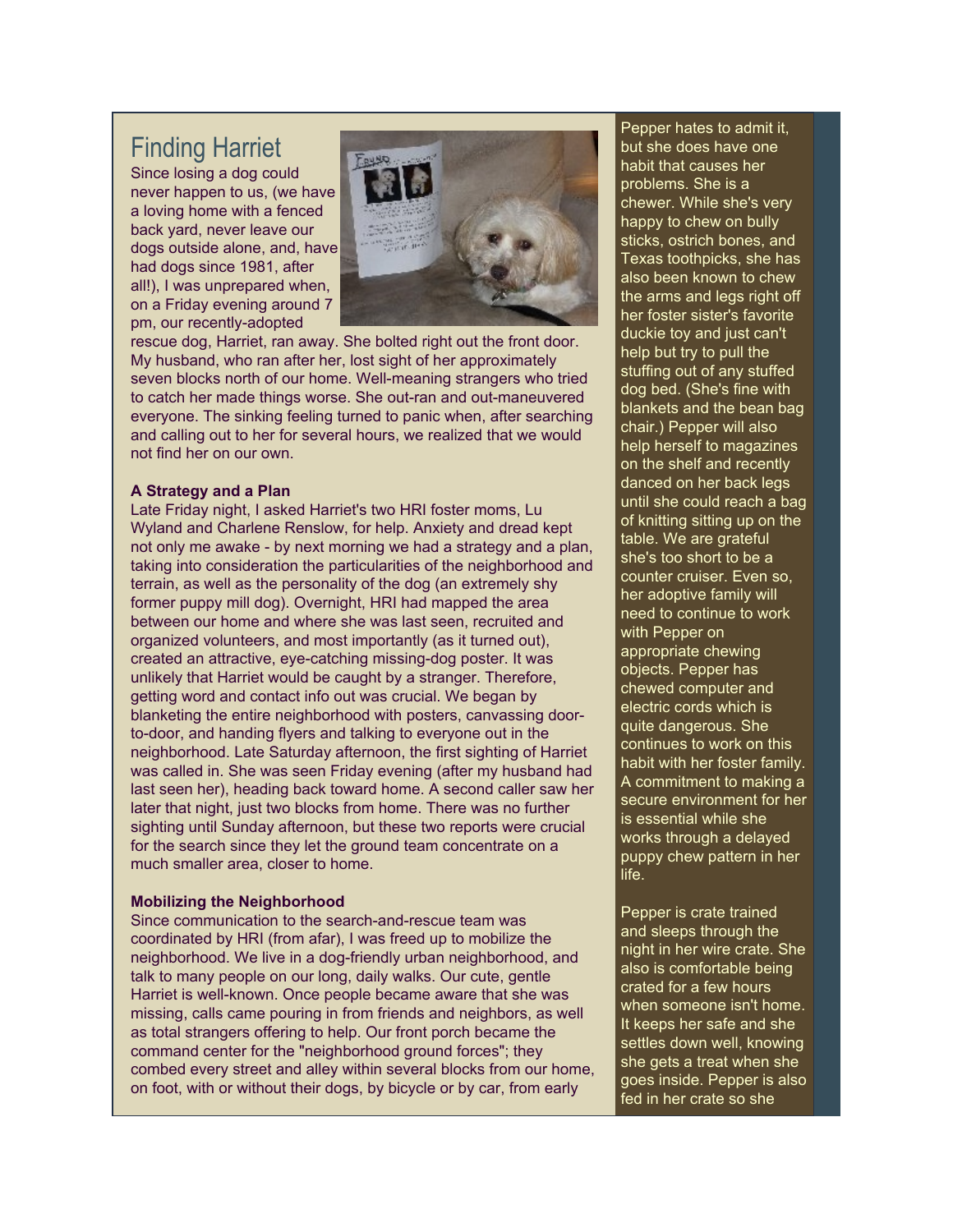# Finding Harriet

Since losing a dog could never happen to us, (we have a loving home with a fenced back yard, never leave our dogs outside alone, and, have had dogs since 1981, after all!), I was unprepared when, on a Friday evening around 7 pm, our recently-adopted rescue dog, Harriet, ran away. She bolted right out the front door. My husband, who ran after her, lost sight of her approximately seven blocks north of our home. Well-meaning strangers who tried to catch her made things worse. She out-ran and out-maneuvered everyone. The sinking feeling turned to panic when, after searching and calling out to her for several hours, we realized that we would not find her on our own.

**A Strategy and a Plan**

Late Friday night, I asked Harriet's two HRI foster moms, Lu Wyland and Charlene Renslow, for help. Anxiety and dread kept not only me awake - by next morning we had a strategy and a plan, taking into consideration the particularities of the neighborhood and terrain, as well as the personality of the dog (an extremely shy former puppy mill dog). Overnight, HRI had mapped the area between our home and where she was last seen, recruited and organized volunteers, and most importantly (as it turned out), created an attractive, eye-catching missing-dog poster. It was unlikely that Harriet would be caught by a stranger. Therefore, getting word and contact info out was crucial. We began by blanketing the entire neighborhood with posters, canvassing door-to-door, and handing flyers and talking to everyone out in the neighborhood. Late Saturday afternoon, the first sighting of Harriet was called in. She was seen Friday evening (after my husband had last seen her), heading back toward home. A second caller saw her later that night, just two blocks from home. There was no further sighting until Sunday afternoon, but these two reports were crucial for the search since they let the ground team concentrate on a much smaller area, closer to home.

**Mobilizing the Neighborhood**

Since communication to the search-and-rescue team was coordinated by HRI (from afar), I was freed up to mobilize the neighborhood. We live in a dog-friendly urban neighborhood, and talk to many people on our long, daily walks. Our cute, gentle Harriet is well-known. Once people became aware that she was missing, calls came pouring in from friends and neighbors, as well as total strangers offering to help. Our front porch became the command center for the "neighborhood ground forces"; they combed every street and alley within several blocks from our home, on foot, with or without their dogs, by bicycle or by car, from early

Pepper hates to admit it, but she does have one habit that causes her problems. She is a chewer. While she's very happy to chew on bully sticks, ostrich bones, and Texas toothpicks, she has also been known to chew the arms and legs right off her foster sister's favorite duckie toy and just can't help but try to pull the stuffing out of any stuffed dog bed. (She's fine with blankets and the bean bag chair.) Pepper will also help herself to magazines on the shelf and recently danced on her back legs until she could reach a bag of knitting sitting up on the table. We are grateful she's too short to be a counter cruiser. Even so, her adoptive family will need to continue to work with Pepper on appropriate chewing objects. Pepper has chewed computer and electric cords which is quite dangerous. She continues to work on this habit with her foster family. A commitment to making a secure environment for her is essential while she works through a delayed puppy chew pattern in her life.

Pepper is crate trained and sleeps through the night in her wire crate. She also is comfortable being crated for a few hours when someone isn't home. It keeps her safe and she settles down well, knowing she gets a treat when she goes inside. Pepper is also fed in her crate so she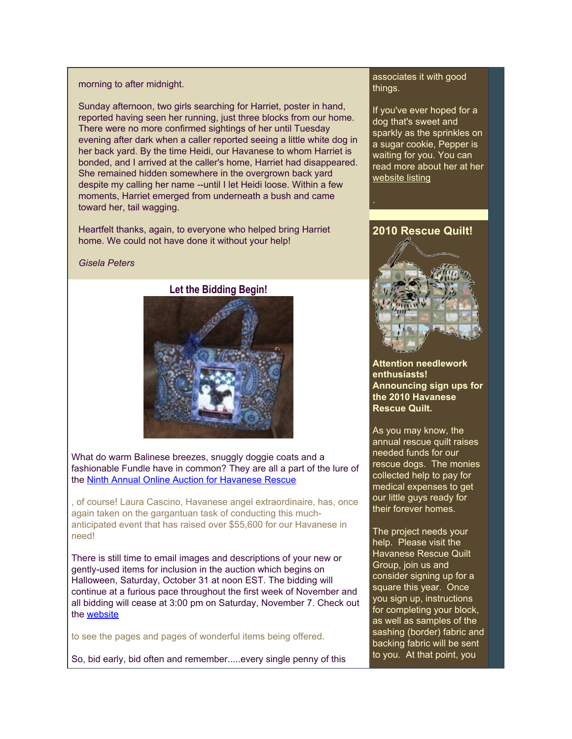morning to after midnight.

Sunday afternoon, two girls searching for Harriet, poster in hand, reported having seen her running, just three blocks from our home. There were no more confirmed sightings of her until Tuesday evening after dark when a caller reported seeing a little white dog in her back yard. By the time Heidi, our Havanese to whom Harriet is bonded, and I arrived at the caller's home, Harriet had disappeared. She remained hidden somewhere in the overgrown back yard despite my calling her name --until I let Heidi loose. Within a few moments, Harriet emerged from underneath a bush and came toward her, tail wagging.

Heartfelt thanks, again, to everyone who helped bring Harriet home. We could not have done it without your help!

*Gisela Peters*

## Let the Bidding Begin!

What do warm Balinese breezes, snuggly doggie coats and a fashionable Fundle have in common? They are all a part of the lure of the Ninth Annual Online Auction for Havanese Rescue

, of course! Laura Cascino, Havanese angel extraordinaire, has, once again taken on the gargantuan task of conducting this much-anticipated event that has raised over $55,600 for our Havanese in need!

There is still time to email images and descriptions of your new or gently-used items for inclusion in the auction which begins on Halloween, Saturday, October 31 at noon EST. The bidding will continue at a furious pace throughout the first week of November and all bidding will cease at 3:00 pm on Saturday, November 7. Check out the website

to see the pages and pages of wonderful items being offered.

So, bid early, bid often and remember.....every single penny of this

associates it with good things.

If you've ever hoped for a dog that's sweet and sparkly as the sprinkles on a sugar cookie, Pepper is waiting for you. You can read more about her at her website listing

.

## 2010 Rescue Quilt!

**Attention needlework enthusiasts! Announcing sign ups for the 2010 Havanese Rescue Quilt.**

As you may know, the annual rescue quilt raises needed funds for our rescue dogs. The monies collected help to pay for medical expenses to get our little guys ready for their forever homes.

The project needs your help. Please visit the Havanese Rescue Quilt Group, join us and consider signing up for a square this year. Once you sign up, instructions for completing your block, as well as samples of the sashing (border) fabric and backing fabric will be sent to you. At that point, you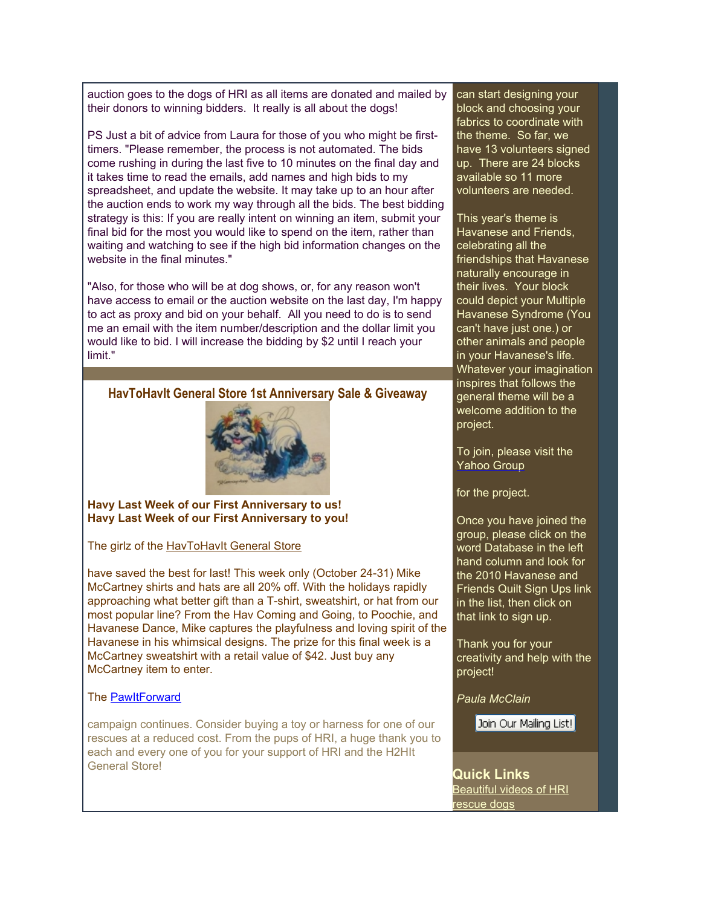auction goes to the dogs of HRI as all items are donated and mailed by their donors to winning bidders. It really is all about the dogs!

PS Just a bit of advice from Laura for those of you who might be first-timers. "Please remember, the process is not automated. The bids come rushing in during the last five to 10 minutes on the final day and it takes time to read the emails, add names and high bids to my spreadsheet, and update the website. It may take up to an hour after the auction ends to work my way through all the bids. The best bidding strategy is this: If you are really intent on winning an item, submit your final bid for the most you would like to spend on the item, rather than waiting and watching to see if the high bid information changes on the website in the final minutes."

"Also, for those who will be at dog shows, or, for any reason won't have access to email or the auction website on the last day, I'm happy to act as proxy and bid on your behalf. All you need to do is to send me an email with the item number/description and the dollar limit you would like to bid. I will increase the bidding by $2 until I reach your limit."

## HavToHavIt General Store 1st Anniversary Sale & Giveaway

**Havy Last Week of our First Anniversary to us!**
**Havy Last Week of our First Anniversary to you!**

The girlz of the HavToHavIt General Store

have saved the best for last! This week only (October 24-31) Mike McCartney shirts and hats are all 20% off. With the holidays rapidly approaching what better gift than a T-shirt, sweatshirt, or hat from our most popular line? From the Hav Coming and Going, to Poochie, and Havanese Dance, Mike captures the playfulness and loving spirit of the Havanese in his whimsical designs. The prize for this final week is a McCartney sweatshirt with a retail value of $42. Just buy any McCartney item to enter.

The PawItForward

campaign continues. Consider buying a toy or harness for one of our rescues at a reduced cost. From the pups of HRI, a huge thank you to each and every one of you for your support of HRI and the H2HIt General Store!

can start designing your block and choosing your fabrics to coordinate with the theme. So far, we have 13 volunteers signed up. There are 24 blocks available so 11 more volunteers are needed.

This year's theme is Havanese and Friends, celebrating all the friendships that Havanese naturally encourage in their lives. Your block could depict your Multiple Havanese Syndrome (You can't have just one.) or other animals and people in your Havanese's life. Whatever your imagination inspires that follows the general theme will be a welcome addition to the project.

To join, please visit the Yahoo Group

for the project.

Once you have joined the group, please click on the word Database in the left hand column and look for the 2010 Havanese and Friends Quilt Sign Ups link in the list, then click on that link to sign up.

Thank you for your creativity and help with the project!

*Paula McClain*

Join Our Mailing List!

## Quick Links

Beautiful videos of HRI rescue dogs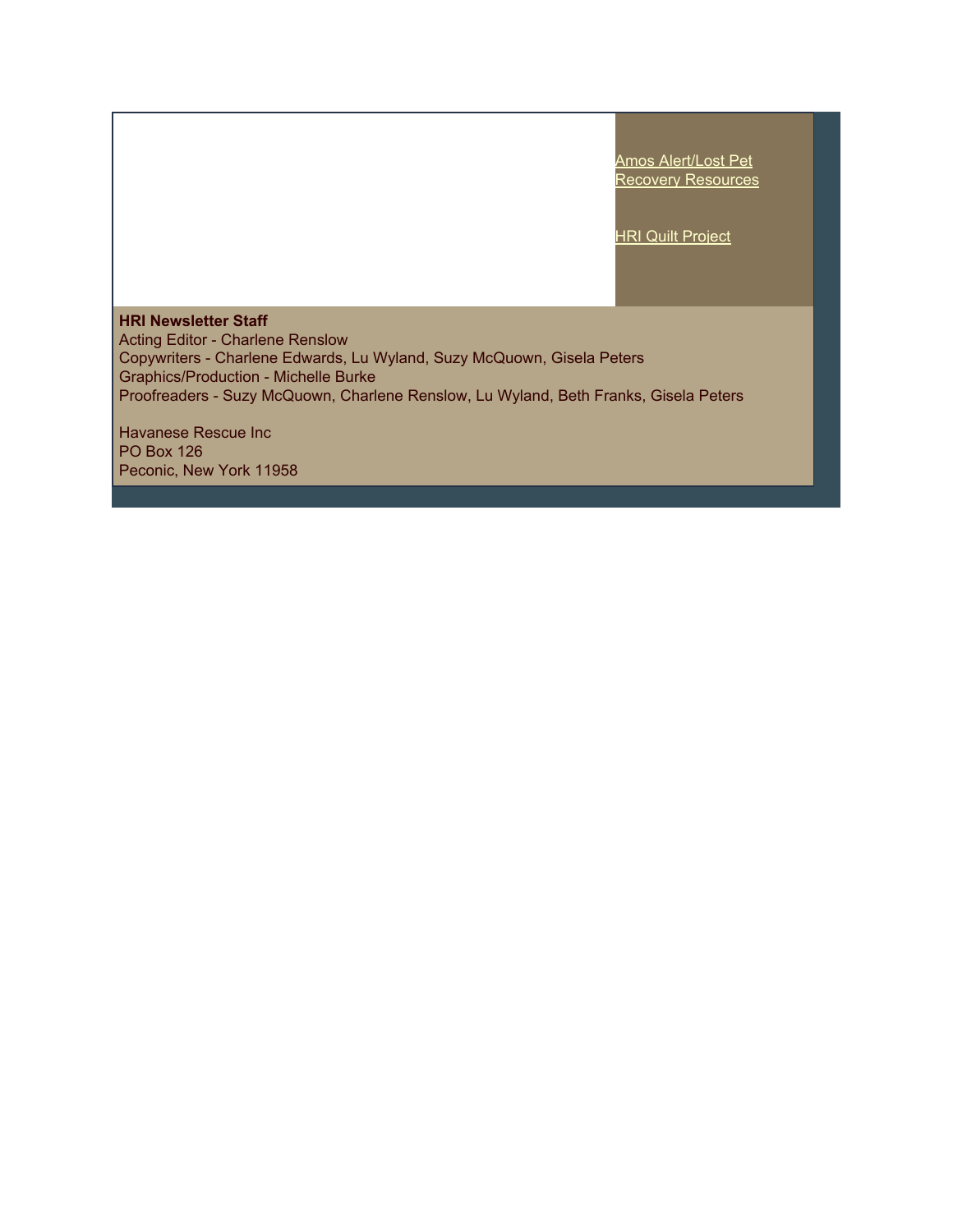Amos Alert/Lost Pet Recovery Resources

HRI Quilt Project

**HRI Newsletter Staff**
Acting Editor - Charlene Renslow
Copywriters - Charlene Edwards, Lu Wyland, Suzy McQuown, Gisela Peters
Graphics/Production - Michelle Burke
Proofreaders - Suzy McQuown, Charlene Renslow, Lu Wyland, Beth Franks, Gisela Peters

Havanese Rescue Inc
PO Box 126
Peconic, New York 11958